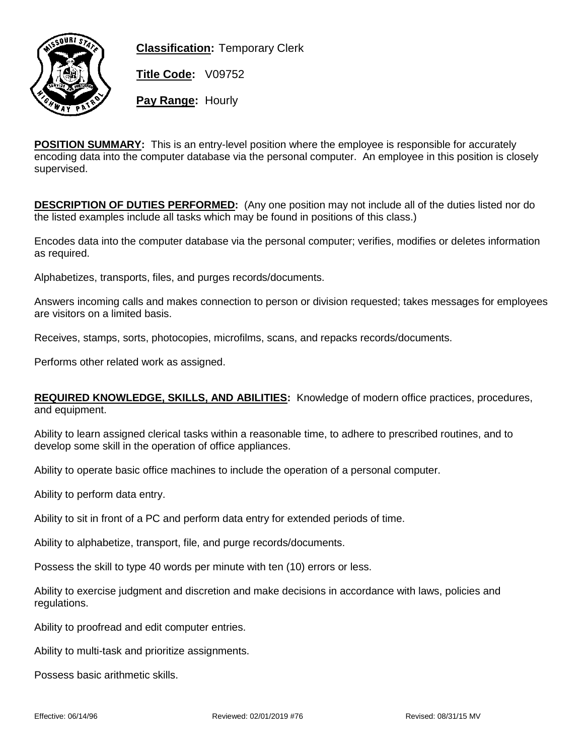**Classification:** Temporary Clerk

**Title Code:** V09752

**Pay Range:** Hourly

**POSITION SUMMARY:** This is an entry-level position where the employee is responsible for accurately encoding data into the computer database via the personal computer. An employee in this position is closely supervised.

**DESCRIPTION OF DUTIES PERFORMED:** (Any one position may not include all of the duties listed nor do the listed examples include all tasks which may be found in positions of this class.)

Encodes data into the computer database via the personal computer; verifies, modifies or deletes information as required.

Alphabetizes, transports, files, and purges records/documents.

Answers incoming calls and makes connection to person or division requested; takes messages for employees are visitors on a limited basis.

Receives, stamps, sorts, photocopies, microfilms, scans, and repacks records/documents.

Performs other related work as assigned.

**REQUIRED KNOWLEDGE, SKILLS, AND ABILITIES:** Knowledge of modern office practices, procedures, and equipment.

Ability to learn assigned clerical tasks within a reasonable time, to adhere to prescribed routines, and to develop some skill in the operation of office appliances.

Ability to operate basic office machines to include the operation of a personal computer.

Ability to perform data entry.

Ability to sit in front of a PC and perform data entry for extended periods of time.

Ability to alphabetize, transport, file, and purge records/documents.

Possess the skill to type 40 words per minute with ten (10) errors or less.

Ability to exercise judgment and discretion and make decisions in accordance with laws, policies and regulations.

Ability to proofread and edit computer entries.

Ability to multi-task and prioritize assignments.

Possess basic arithmetic skills.

Effective: 06/14/96 Reviewed: 02/01/2019 #76 Revised: 08/31/15 MV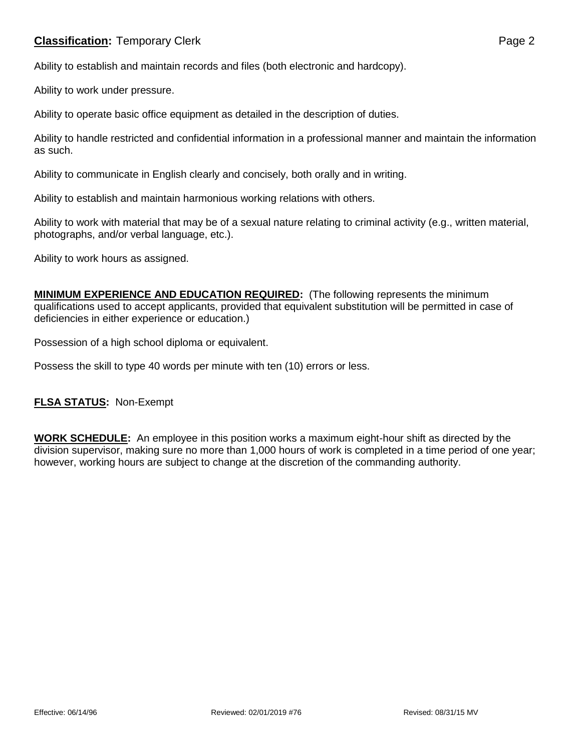Ability to establish and maintain records and files (both electronic and hardcopy).

Ability to work under pressure.

Ability to operate basic office equipment as detailed in the description of duties.

Ability to handle restricted and confidential information in a professional manner and maintain the information as such.

Ability to communicate in English clearly and concisely, both orally and in writing.

Ability to establish and maintain harmonious working relations with others.

Ability to work with material that may be of a sexual nature relating to criminal activity (e.g., written material, photographs, and/or verbal language, etc.).

Ability to work hours as assigned.

**MINIMUM EXPERIENCE AND EDUCATION REQUIRED:** (The following represents the minimum qualifications used to accept applicants, provided that equivalent substitution will be permitted in case of deficiencies in either experience or education.)

Possession of a high school diploma or equivalent.

Possess the skill to type 40 words per minute with ten (10) errors or less.

**FLSA STATUS:** Non-Exempt

**WORK SCHEDULE:** An employee in this position works a maximum eight-hour shift as directed by the division supervisor, making sure no more than 1,000 hours of work is completed in a time period of one year; however, working hours are subject to change at the discretion of the commanding authority.